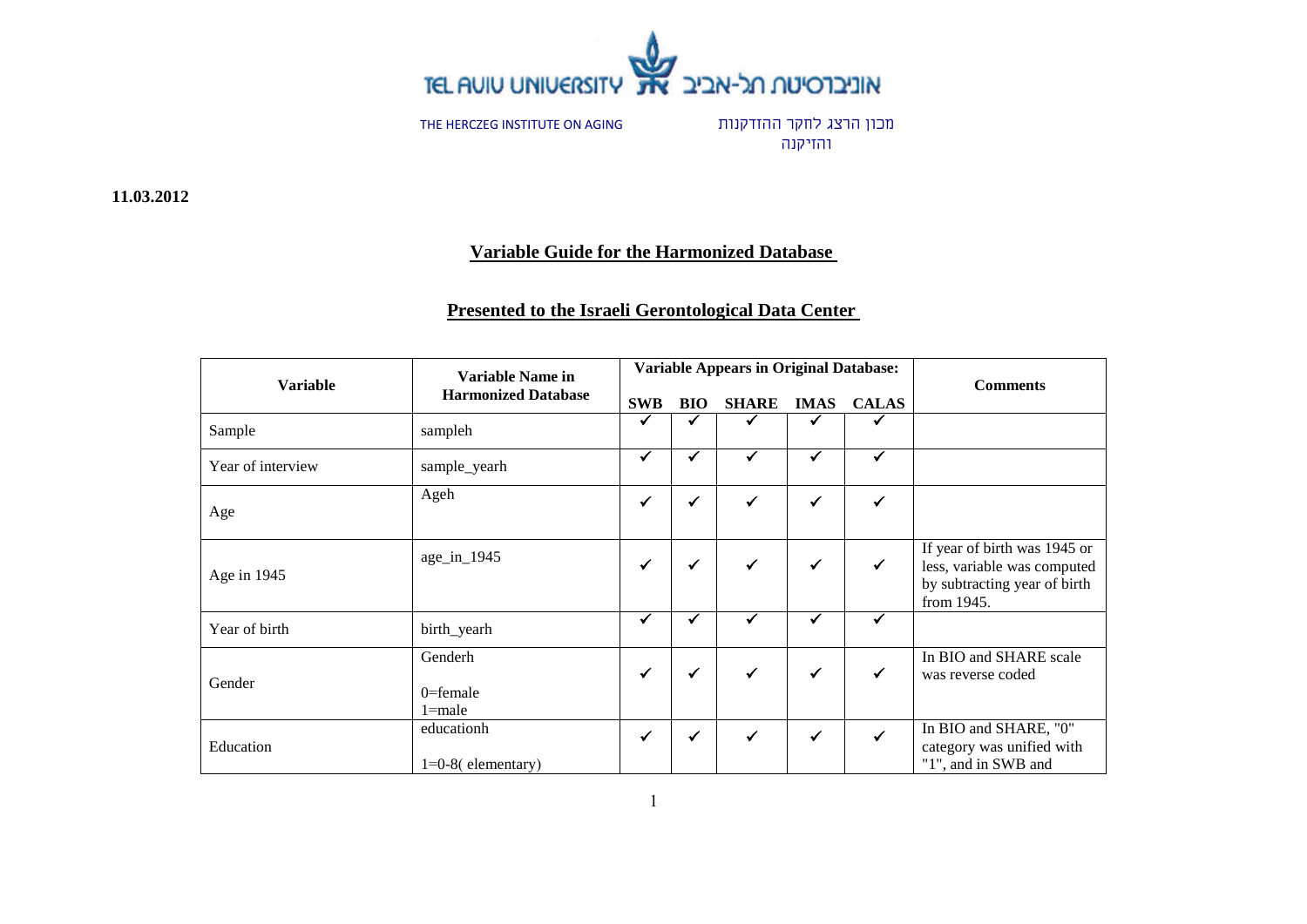TEL AUIU UNIVERSITY אוניברסיטת תל-אביב

THE HERCZEG INSTITUTE ON AGING מכון הרצג לחקר ההזדקנות והזיקנה

**11.03.2012**

## Variable Guide for the Harmonized Database

## Presented to the Israeli Gerontological Data Center

| Variable | Variable Name in Harmonized Database | Variable Appears in Original Database: | | | | | Comments |
|---|---|---|---|---|---|---|---|
| | | SWB | BIO | SHARE | IMAS | CALAS | |
| Sample | sampleh | ✓ | ✓ | ✓ | ✓ | ✓ | |
| Year of interview | sample_yearh | ✓ | ✓ | ✓ | ✓ | ✓ | |
| Age | Ageh | ✓ | ✓ | ✓ | ✓ | ✓ | |
| Age in 1945 | age_in_1945 | ✓ | ✓ | ✓ | ✓ | ✓ | If year of birth was 1945 or less, variable was computed by subtracting year of birth from 1945. |
| Year of birth | birth_yearh | ✓ | ✓ | ✓ | ✓ | ✓ | |
| Gender | Genderh<br>0=female<br>1=male | ✓ | ✓ | ✓ | ✓ | ✓ | In BIO and SHARE scale was reverse coded |
| Education | educationh<br>1=0-8( elementary) | ✓ | ✓ | ✓ | ✓ | ✓ | In BIO and SHARE, "0" category was unified with "1", and in SWB and |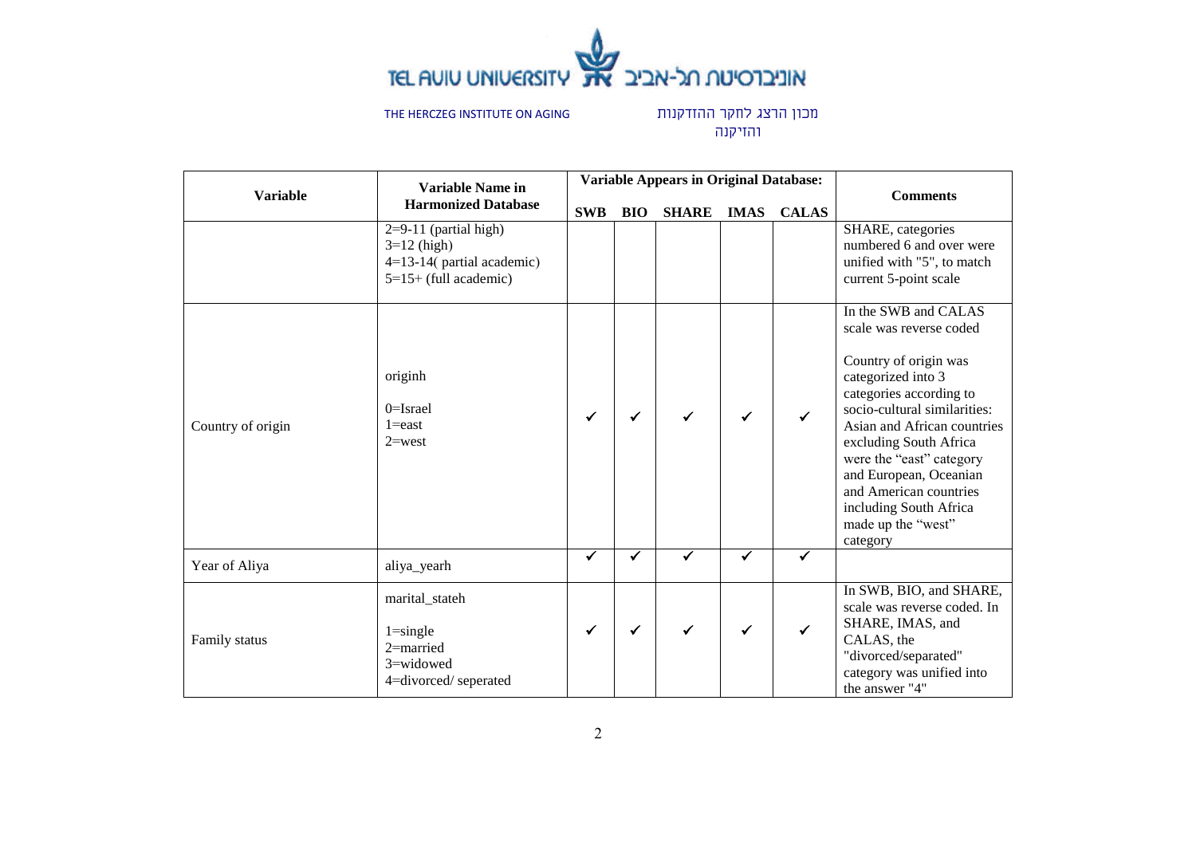| Variable | Variable Name in Harmonized Database | Variable Appears in Original Database: | | | | | Comments |
|---|---|---|---|---|---|---|---|
| | | SWB | BIO | SHARE | IMAS | CALAS | |
| | 2=9-11 (partial high)<br>3=12 (high)<br>4=13-14( partial academic)<br>5=15+ (full academic) | | | | | | SHARE, categories numbered 6 and over were unified with "5", to match current 5-point scale |
| Country of origin | originh<br><br>0=Israel<br>1=east<br>2=west | ✓ | ✓ | ✓ | ✓ | ✓ | In the SWB and CALAS scale was reverse coded<br><br>Country of origin was categorized into 3 categories according to socio-cultural similarities: Asian and African countries excluding South Africa were the "east" category and European, Oceanian and American countries including South Africa made up the "west" category |
| Year of Aliya | aliya_yearh | ✓ | ✓ | ✓ | ✓ | ✓ | |
| Family status | marital_stateh<br><br>1=single<br>2=married<br>3=widowed<br>4=divorced/ seperated | ✓ | ✓ | ✓ | ✓ | ✓ | In SWB, BIO, and SHARE, scale was reverse coded. In SHARE, IMAS, and CALAS, the "divorced/separated" category was unified into the answer "4" |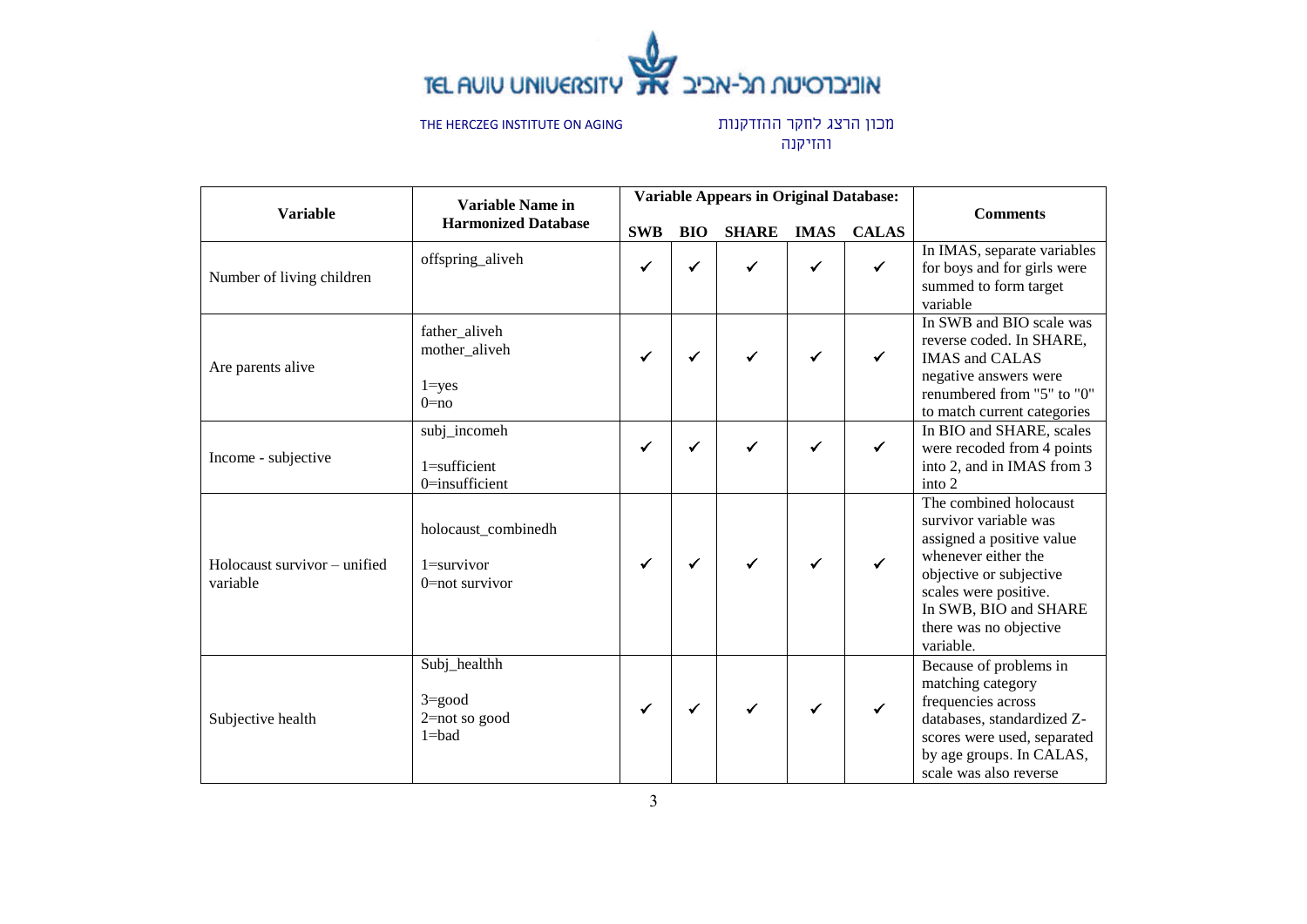| Variable | Variable Name in Harmonized Database | Variable Appears in Original Database: | | | | | Comments |
|---|---|---|---|---|---|---|---|
| | | SWB | BIO | SHARE | IMAS | CALAS | |
| Number of living children | offspring_aliveh | ✓ | ✓ | ✓ | ✓ | ✓ | In IMAS, separate variables for boys and for girls were summed to form target variable |
| Are parents alive | father_aliveh<br>mother_aliveh<br><br>1=yes<br>0=no | ✓ | ✓ | ✓ | ✓ | ✓ | In SWB and BIO scale was reverse coded. In SHARE, IMAS and CALAS negative answers were renumbered from "5" to "0" to match current categories |
| Income - subjective | subj_incomeh<br><br>1=sufficient<br>0=insufficient | ✓ | ✓ | ✓ | ✓ | ✓ | In BIO and SHARE, scales were recoded from 4 points into 2, and in IMAS from 3 into 2 |
| Holocaust survivor – unified variable | holocaust_combinedh<br><br>1=survivor<br>0=not survivor | ✓ | ✓ | ✓ | ✓ | ✓ | The combined holocaust survivor variable was assigned a positive value whenever either the objective or subjective scales were positive.<br>In SWB, BIO and SHARE there was no objective variable. |
| Subjective health | Subj_healthh<br><br>3=good<br>2=not so good<br>1=bad | ✓ | ✓ | ✓ | ✓ | ✓ | Because of problems in matching category frequencies across databases, standardized Z-scores were used, separated by age groups. In CALAS, scale was also reverse |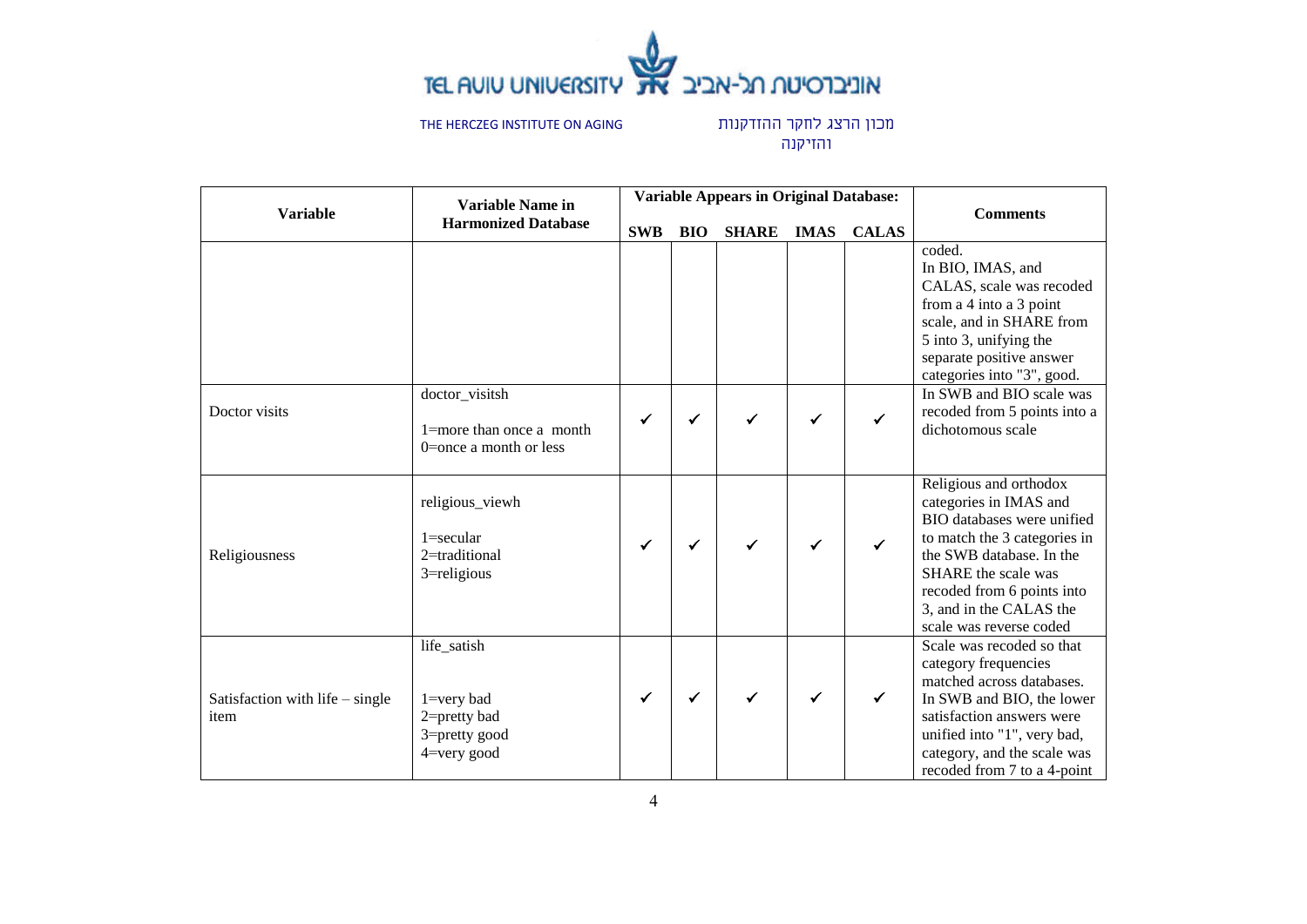| Variable | Variable Name in Harmonized Database | Variable Appears in Original Database: | | | | | Comments |
|---|---|---|---|---|---|---|---|
| | | SWB | BIO | SHARE | IMAS | CALAS | |
| | | | | | | | coded. In BIO, IMAS, and CALAS, scale was recoded from a 4 into a 3 point scale, and in SHARE from 5 into 3, unifying the separate positive answer categories into "3", good. |
| Doctor visits | doctor_visitsh<br><br>1=more than once a month<br>0=once a month or less | ✓ | ✓ | ✓ | ✓ | ✓ | In SWB and BIO scale was recoded from 5 points into a dichotomous scale |
| Religiousness | religious_viewh<br><br>1=secular<br>2=traditional<br>3=religious | ✓ | ✓ | ✓ | ✓ | ✓ | Religious and orthodox categories in IMAS and BIO databases were unified to match the 3 categories in the SWB database. In the SHARE the scale was recoded from 6 points into 3, and in the CALAS the scale was reverse coded |
| Satisfaction with life – single item | life_satish<br><br>1=very bad<br>2=pretty bad<br>3=pretty good<br>4=very good | ✓ | ✓ | ✓ | ✓ | ✓ | Scale was recoded so that category frequencies matched across databases. In SWB and BIO, the lower satisfaction answers were unified into "1", very bad, category, and the scale was recoded from 7 to a 4-point |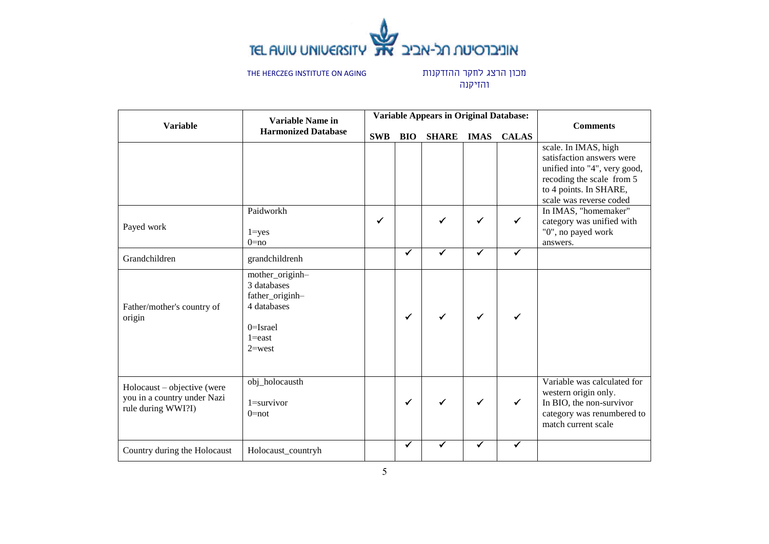| Variable | Variable Name in Harmonized Database | Variable Appears in Original Database: | | | | | Comments |
|---|---|---|---|---|---|---|---|
| | | SWB | BIO | SHARE | IMAS | CALAS | |
| | | | | | | | scale. In IMAS, high satisfaction answers were unified into "4", very good, recoding the scale from 5 to 4 points. In SHARE, scale was reverse coded |
| Payed work | Paidworkh<br><br>1=yes<br>0=no | ✓ | | ✓ | ✓ | ✓ | In IMAS, "homemaker" category was unified with "0", no payed work answers. |
| Grandchildren | grandchildrenh | | ✓ | ✓ | ✓ | ✓ | |
| Father/mother's country of origin | mother_originh– 3 databases<br>father_originh– 4 databases<br><br>0=Israel<br>1=east<br>2=west | | ✓ | ✓ | ✓ | ✓ | |
| Holocaust – objective (were you in a country under Nazi rule during WWI?I) | obj_holocausth<br><br>1=survivor<br>0=not | | ✓ | ✓ | ✓ | ✓ | Variable was calculated for western origin only.<br>In BIO, the non-survivor category was renumbered to match current scale |
| Country during the Holocaust | Holocaust_countryh | | ✓ | ✓ | ✓ | ✓ | |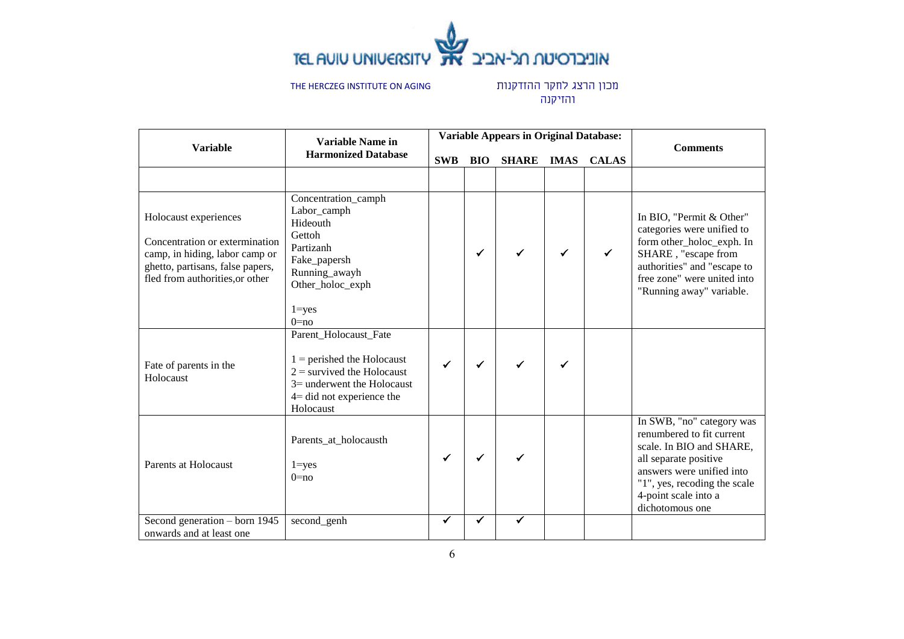| Variable | Variable Name in Harmonized Database | Variable Appears in Original Database: | | | | | Comments |
|---|---|---|---|---|---|---|---|
| | | SWB | BIO | SHARE | IMAS | CALAS | |
| | | | | | | | |
| Holocaust experiences<br><br>Concentration or extermination camp, in hiding, labor camp or ghetto, partisans, false papers, fled from authorities,or other | Concentration_camph<br>Labor_camph<br>Hideouth<br>Gettoh<br>Partizanh<br>Fake_papersh<br>Running_awayh<br>Other_holoc_exph<br><br>1=yes<br>0=no | | ✓ | ✓ | ✓ | ✓ | In BIO, "Permit & Other" categories were unified to form other_holoc_exph. In SHARE , "escape from authorities" and "escape to free zone" were united into "Running away" variable. |
| Fate of parents in the Holocaust | Parent_Holocaust_Fate<br><br>1 = perished the Holocaust<br>2 = survived the Holocaust<br>3= underwent the Holocaust<br>4= did not experience the Holocaust | ✓ | ✓ | ✓ | ✓ | | |
| Parents at Holocaust | Parents_at_holocausth<br><br>1=yes<br>0=no | ✓ | ✓ | ✓ | | | In SWB, "no" category was renumbered to fit current scale. In BIO and SHARE, all separate positive answers were unified into "1", yes, recoding the scale 4-point scale into a dichotomous one |
| Second generation – born 1945 onwards and at least one | second_genh | ✓ | ✓ | ✓ | | | |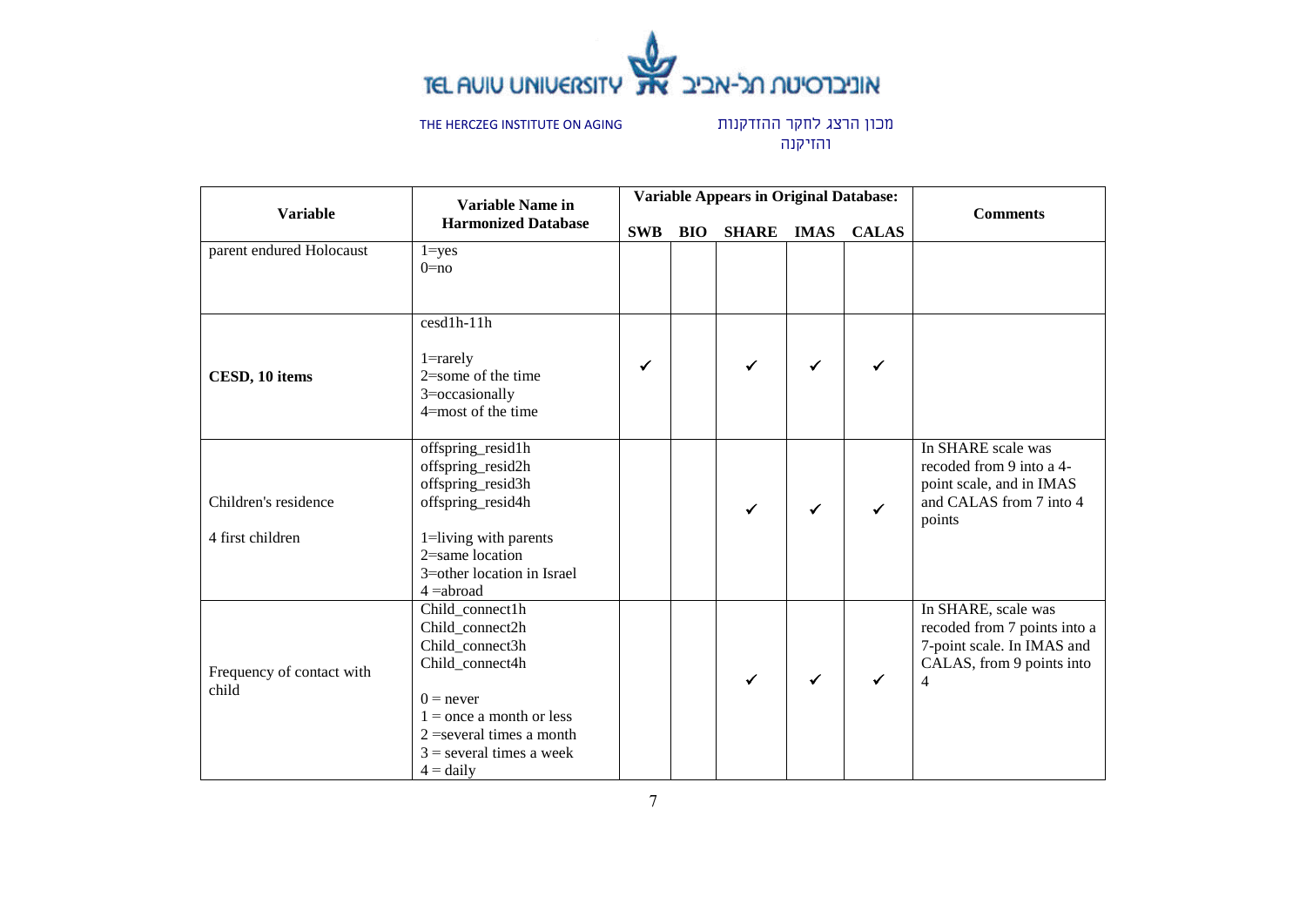| Variable | Variable Name in Harmonized Database | Variable Appears in Original Database: | | | | | Comments |
|---|---|---|---|---|---|---|---|
| | | SWB | BIO | SHARE | IMAS | CALAS | |
| parent endured Holocaust | 1=yes<br>0=no | | | | | | |
| **CESD, 10 items** | cesd1h-11h<br><br>1=rarely<br>2=some of the time<br>3=occasionally<br>4=most of the time | ✓ | | ✓ | ✓ | ✓ | |
| Children's residence<br><br>4 first children | offspring_resid1h<br>offspring_resid2h<br>offspring_resid3h<br>offspring_resid4h<br><br>1=living with parents<br>2=same location<br>3=other location in Israel<br>4 =abroad | | | ✓ | ✓ | ✓ | In SHARE scale was recoded from 9 into a 4-point scale, and in IMAS and CALAS from 7 into 4 points |
| Frequency of contact with child | Child_connect1h<br>Child_connect2h<br>Child_connect3h<br>Child_connect4h<br><br>0 = never<br>1 = once a month or less<br>2 =several times a month<br>3 = several times a week<br>4 = daily | | | ✓ | ✓ | ✓ | In SHARE, scale was recoded from 7 points into a 7-point scale. In IMAS and CALAS, from 9 points into 4 |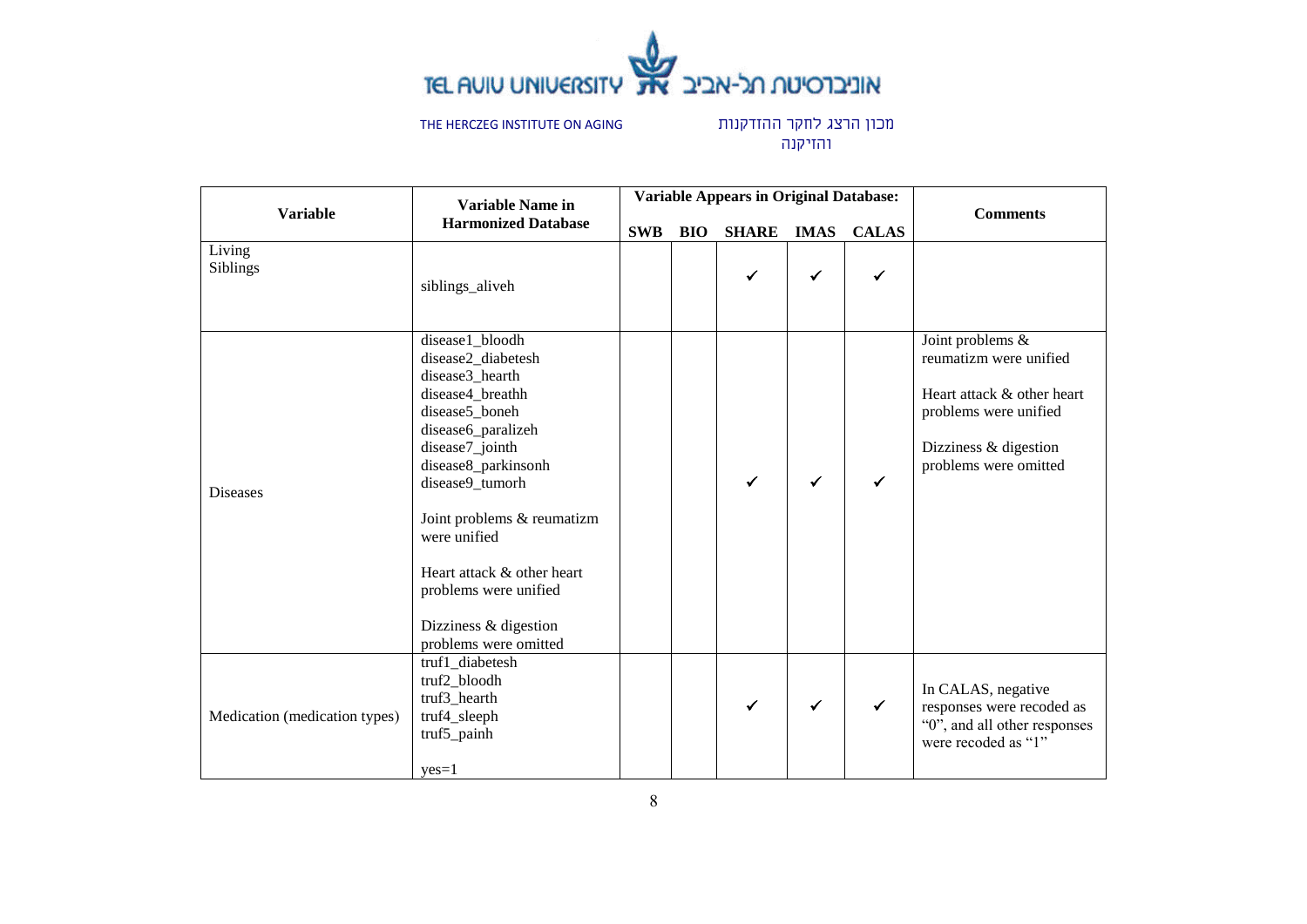| Variable | Variable Name in Harmonized Database | Variable Appears in Original Database: | | | | | Comments |
|---|---|---|---|---|---|---|---|
| | | SWB | BIO | SHARE | IMAS | CALAS | |
| Living Siblings | siblings_aliveh | | | ✓ | ✓ | ✓ | |
| Diseases | disease1_bloodh<br>disease2_diabetesh<br>disease3_hearth<br>disease4_breathh<br>disease5_boneh<br>disease6_paralizeh<br>disease7_jointh<br>disease8_parkinsonh<br>disease9_tumorh<br><br>Joint problems & reumatizm were unified<br><br>Heart attack & other heart problems were unified<br><br>Dizziness & digestion problems were omitted | | | ✓ | ✓ | ✓ | Joint problems & reumatizm were unified<br><br>Heart attack & other heart problems were unified<br><br>Dizziness & digestion problems were omitted |
| Medication (medication types) | truf1_diabetesh<br>truf2_bloodh<br>truf3_hearth<br>truf4_sleeph<br>truf5_painh<br><br>yes=1 | | | ✓ | ✓ | ✓ | In CALAS, negative responses were recoded as "0", and all other responses were recoded as "1" |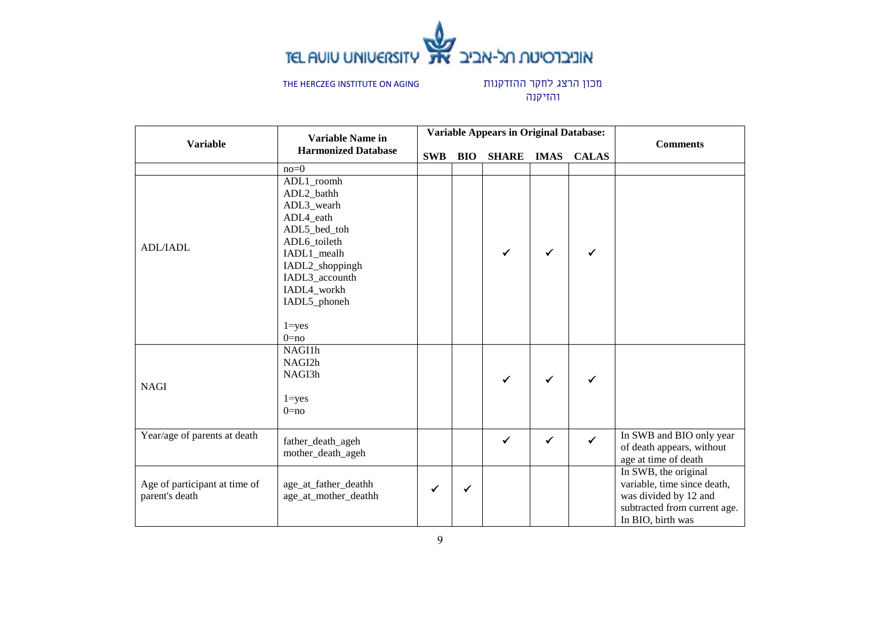| Variable | Variable Name in Harmonized Database | Variable Appears in Original Database: | | | | | Comments |
|---|---|---|---|---|---|---|---|
| | | SWB | BIO | SHARE | IMAS | CALAS | |
| | no=0 | | | | | | |
| ADL/IADL | ADL1_roomh<br>ADL2_bathh<br>ADL3_wearh<br>ADL4_eath<br>ADL5_bed_toh<br>ADL6_toileth<br>IADL1_mealh<br>IADL2_shoppingh<br>IADL3_accounth<br>IADL4_workh<br>IADL5_phoneh<br><br>1=yes<br>0=no | | | ✓ | ✓ | ✓ | |
| NAGI | NAGI1h<br>NAGI2h<br>NAGI3h<br><br>1=yes<br>0=no | | | ✓ | ✓ | ✓ | |
| Year/age of parents at death | father_death_ageh<br>mother_death_ageh | | | ✓ | ✓ | ✓ | In SWB and BIO only year of death appears, without age at time of death |
| Age of participant at time of parent's death | age_at_father_deathh<br>age_at_mother_deathh | ✓ | ✓ | | | | In SWB, the original variable, time since death, was divided by 12 and subtracted from current age. In BIO, birth was |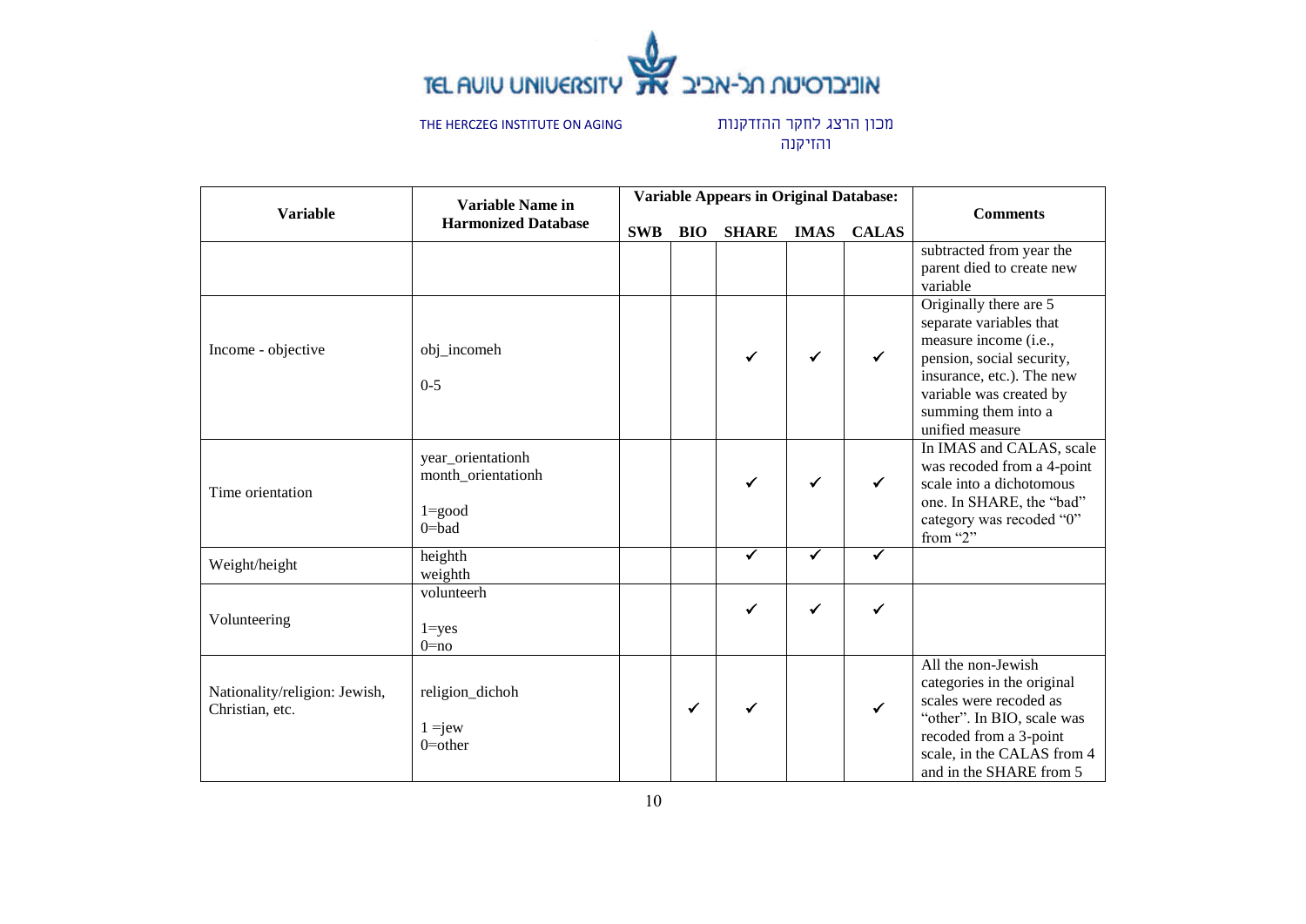| Variable | Variable Name in Harmonized Database | Variable Appears in Original Database: | | | | | Comments |
|---|---|---|---|---|---|---|---|
| | | SWB | BIO | SHARE | IMAS | CALAS | |
| | | | | | | | subtracted from year the parent died to create new variable |
| Income - objective | obj_incomeh<br><br>0-5 | | | ✓ | ✓ | ✓ | Originally there are 5 separate variables that measure income (i.e., pension, social security, insurance, etc.). The new variable was created by summing them into a unified measure |
| Time orientation | year_orientationh<br>month_orientationh<br><br>1=good<br>0=bad | | | ✓ | ✓ | ✓ | In IMAS and CALAS, scale was recoded from a 4-point scale into a dichotomous one. In SHARE, the "bad" category was recoded "0" from "2" |
| Weight/height | heighth<br>weighth | | | ✓ | ✓ | ✓ | |
| Volunteering | volunteerh<br><br>1=yes<br>0=no | | | ✓ | ✓ | ✓ | |
| Nationality/religion: Jewish, Christian, etc. | religion_dichoh<br><br>1 =jew<br>0=other | | ✓ | ✓ | | ✓ | All the non-Jewish categories in the original scales were recoded as "other". In BIO, scale was recoded from a 3-point scale, in the CALAS from 4 and in the SHARE from 5 |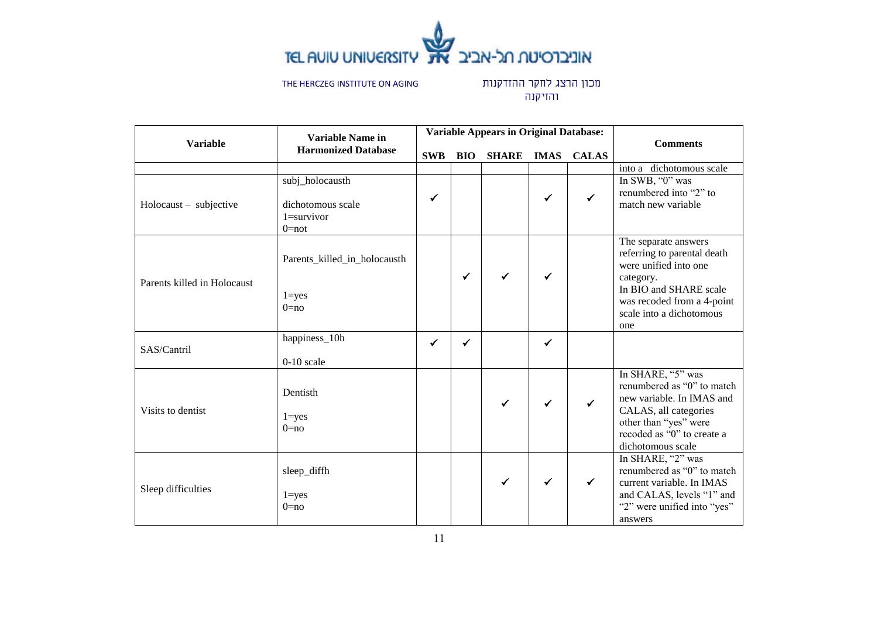| Variable | Variable Name in Harmonized Database | Variable Appears in Original Database: | | | | | Comments |
|---|---|---|---|---|---|---|---|
| | | SWB | BIO | SHARE | IMAS | CALAS | |
| | | | | | | | into a dichotomous scale |
| Holocaust – subjective | subj_holocausth<br><br>dichotomous scale<br>1=survivor<br>0=not | ✓ | | | ✓ | ✓ | In SWB, "0" was renumbered into "2" to match new variable |
| Parents killed in Holocaust | Parents_killed_in_holocausth<br><br>1=yes<br>0=no | | ✓ | ✓ | ✓ | | The separate answers referring to parental death were unified into one category.<br>In BIO and SHARE scale was recoded from a 4-point scale into a dichotomous one |
| SAS/Cantril | happiness_10h<br><br>0-10 scale | ✓ | ✓ | | ✓ | | |
| Visits to dentist | Dentisth<br><br>1=yes<br>0=no | | | ✓ | ✓ | ✓ | In SHARE, "5" was renumbered as "0" to match new variable. In IMAS and CALAS, all categories other than "yes" were recoded as "0" to create a dichotomous scale |
| Sleep difficulties | sleep_diffh<br><br>1=yes<br>0=no | | | ✓ | ✓ | ✓ | In SHARE, "2" was renumbered as "0" to match current variable. In IMAS and CALAS, levels "1" and "2" were unified into "yes" answers |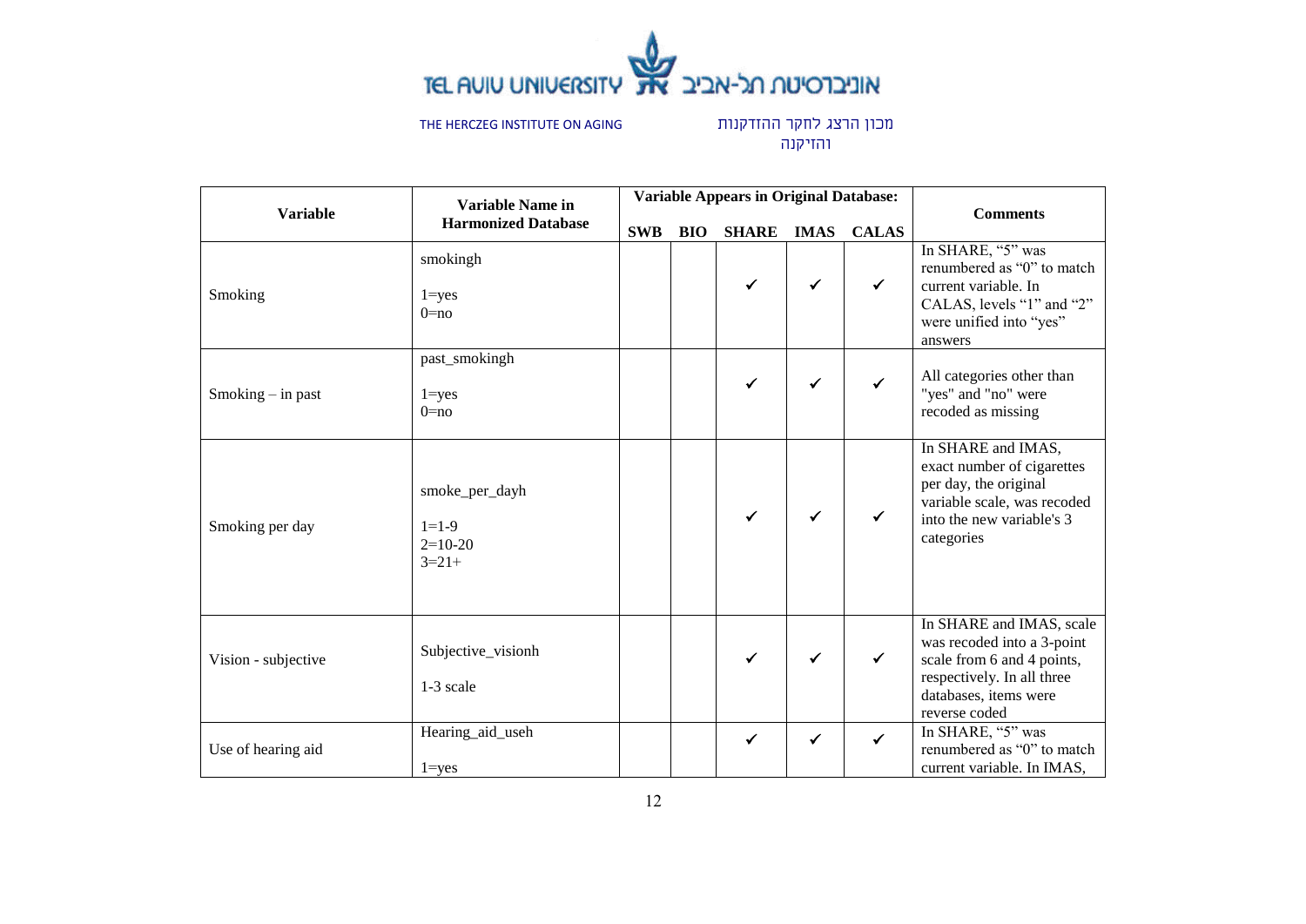| Variable | Variable Name in Harmonized Database | Variable Appears in Original Database: | | | | | Comments |
|---|---|---|---|---|---|---|---|
| | | SWB | BIO | SHARE | IMAS | CALAS | |
| Smoking | smokingh<br><br>1=yes<br>0=no | | | ✓ | ✓ | ✓ | In SHARE, "5" was renumbered as "0" to match current variable. In CALAS, levels "1" and "2" were unified into "yes" answers |
| Smoking – in past | past_smokingh<br><br>1=yes<br>0=no | | | ✓ | ✓ | ✓ | All categories other than "yes" and "no" were recoded as missing |
| Smoking per day | smoke_per_dayh<br><br>1=1-9<br>2=10-20<br>3=21+ | | | ✓ | ✓ | ✓ | In SHARE and IMAS, exact number of cigarettes per day, the original variable scale, was recoded into the new variable's 3 categories |
| Vision - subjective | Subjective_visionh<br><br>1-3 scale | | | ✓ | ✓ | ✓ | In SHARE and IMAS, scale was recoded into a 3-point scale from 6 and 4 points, respectively. In all three databases, items were reverse coded |
| Use of hearing aid | Hearing_aid_useh<br><br>1=yes | | | ✓ | ✓ | ✓ | In SHARE, "5" was renumbered as "0" to match current variable. In IMAS, |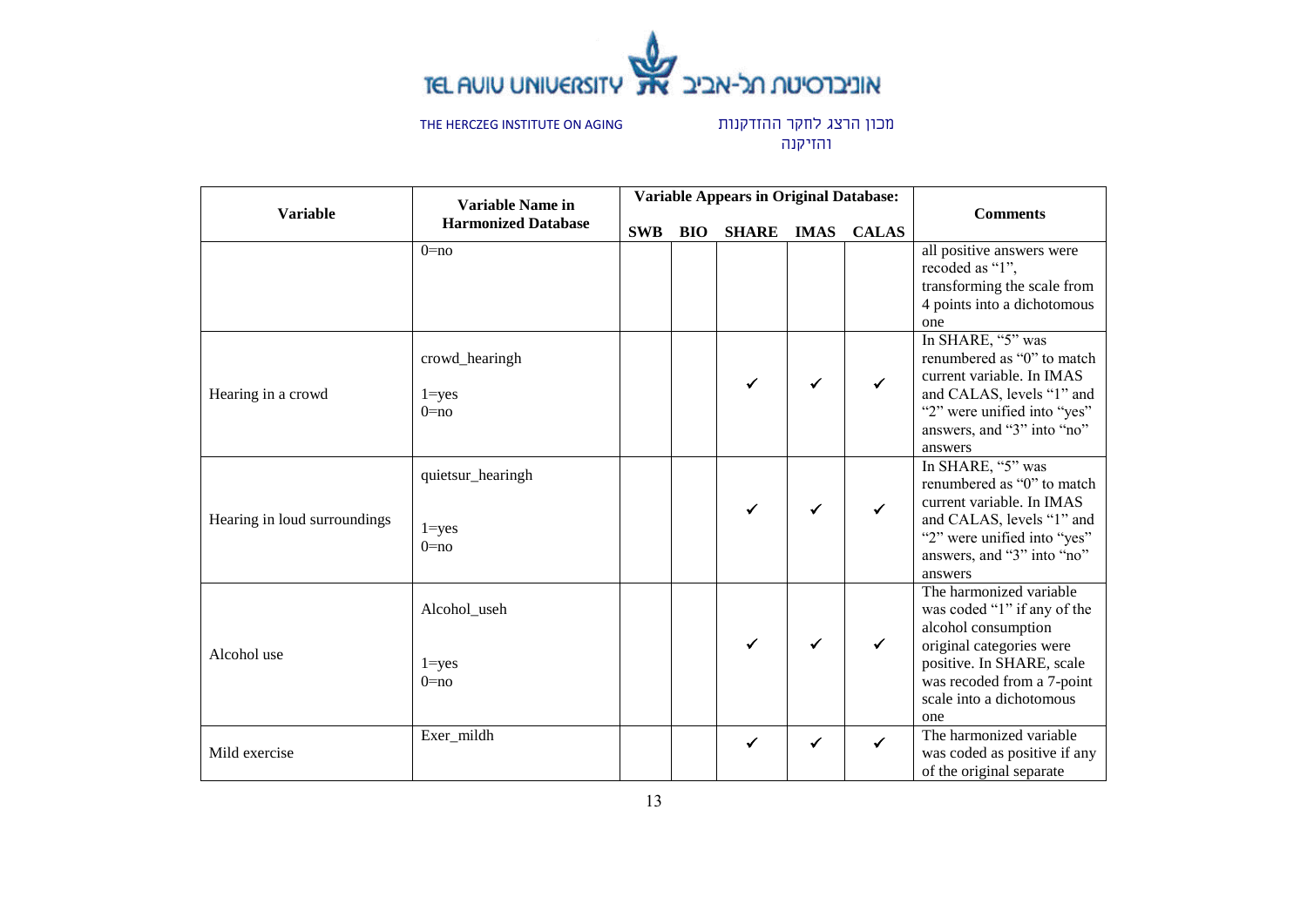| Variable | Variable Name in Harmonized Database | Variable Appears in Original Database: | | | | | Comments |
|---|---|---|---|---|---|---|---|
| | | SWB | BIO | SHARE | IMAS | CALAS | |
| | 0=no | | | | | | all positive answers were recoded as "1", transforming the scale from 4 points into a dichotomous one |
| Hearing in a crowd | crowd_hearingh<br>1=yes<br>0=no | | | ✓ | ✓ | ✓ | In SHARE, "5" was renumbered as "0" to match current variable. In IMAS and CALAS, levels "1" and "2" were unified into "yes" answers, and "3" into "no" answers |
| Hearing in loud surroundings | quietsur_hearingh<br>1=yes<br>0=no | | | ✓ | ✓ | ✓ | In SHARE, "5" was renumbered as "0" to match current variable. In IMAS and CALAS, levels "1" and "2" were unified into "yes" answers, and "3" into "no" answers |
| Alcohol use | Alcohol_useh<br>1=yes<br>0=no | | | ✓ | ✓ | ✓ | The harmonized variable was coded "1" if any of the alcohol consumption original categories were positive. In SHARE, scale was recoded from a 7-point scale into a dichotomous one |
| Mild exercise | Exer_mildh | | | ✓ | ✓ | ✓ | The harmonized variable was coded as positive if any of the original separate |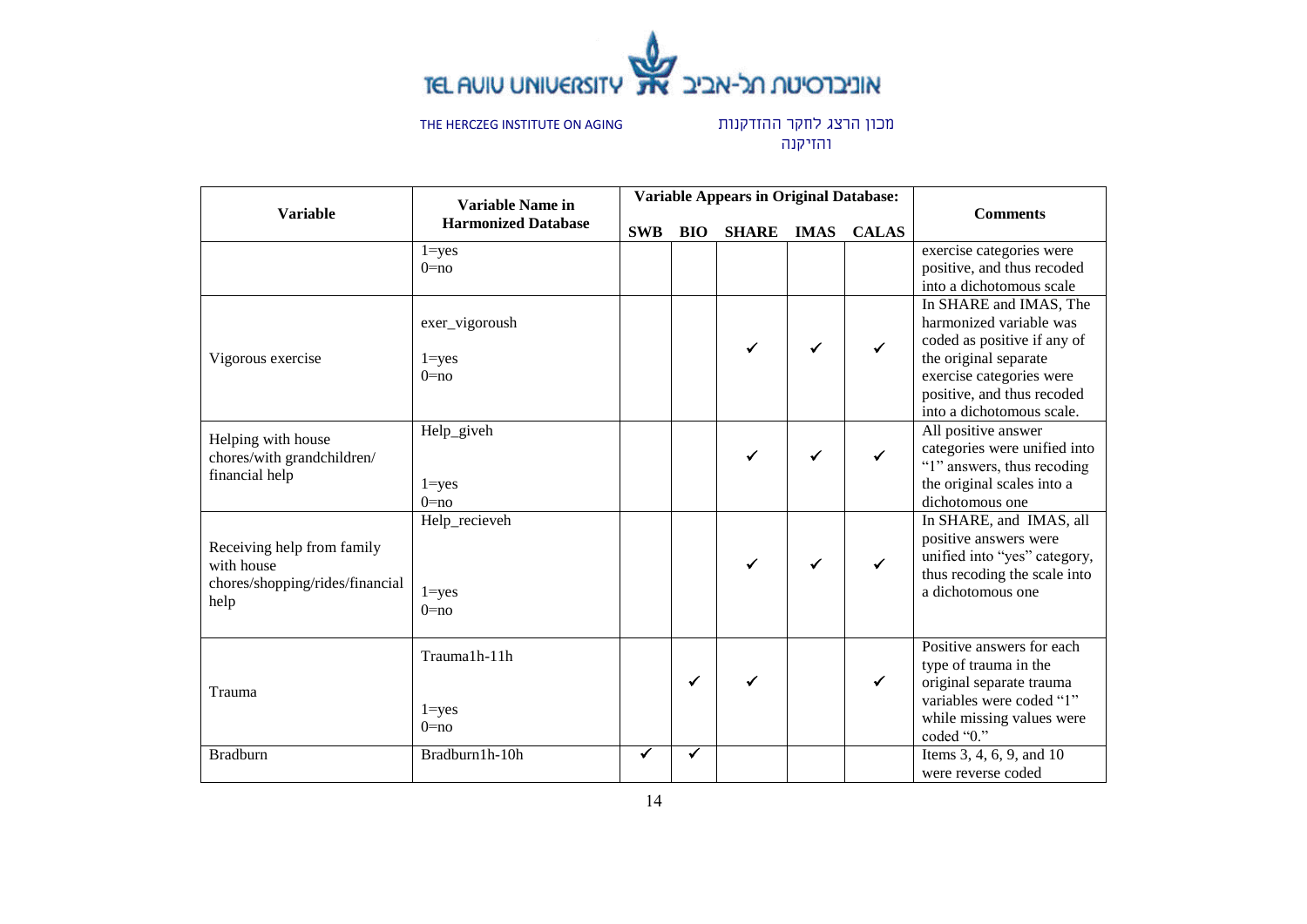| Variable | Variable Name in Harmonized Database | Variable Appears in Original Database: | | | | | Comments |
|---|---|---|---|---|---|---|---|
| | | SWB | BIO | SHARE | IMAS | CALAS | |
| | 1=yes<br>0=no | | | | | | exercise categories were positive, and thus recoded into a dichotomous scale |
| Vigorous exercise | exer_vigoroush<br>1=yes<br>0=no | | | ✓ | ✓ | ✓ | In SHARE and IMAS, The harmonized variable was coded as positive if any of the original separate exercise categories were positive, and thus recoded into a dichotomous scale. |
| Helping with house chores/with grandchildren/ financial help | Help_giveh<br>1=yes<br>0=no | | | ✓ | ✓ | ✓ | All positive answer categories were unified into "1" answers, thus recoding the original scales into a dichotomous one |
| Receiving help from family with house chores/shopping/rides/financial help | Help_recieveh<br>1=yes<br>0=no | | | ✓ | ✓ | ✓ | In SHARE, and IMAS, all positive answers were unified into "yes" category, thus recoding the scale into a dichotomous one |
| Trauma | Trauma1h-11h<br>1=yes<br>0=no | | ✓ | ✓ | | ✓ | Positive answers for each type of trauma in the original separate trauma variables were coded "1" while missing values were coded "0." |
| Bradburn | Bradburn1h-10h | ✓ | ✓ | | | | Items 3, 4, 6, 9, and 10 were reverse coded |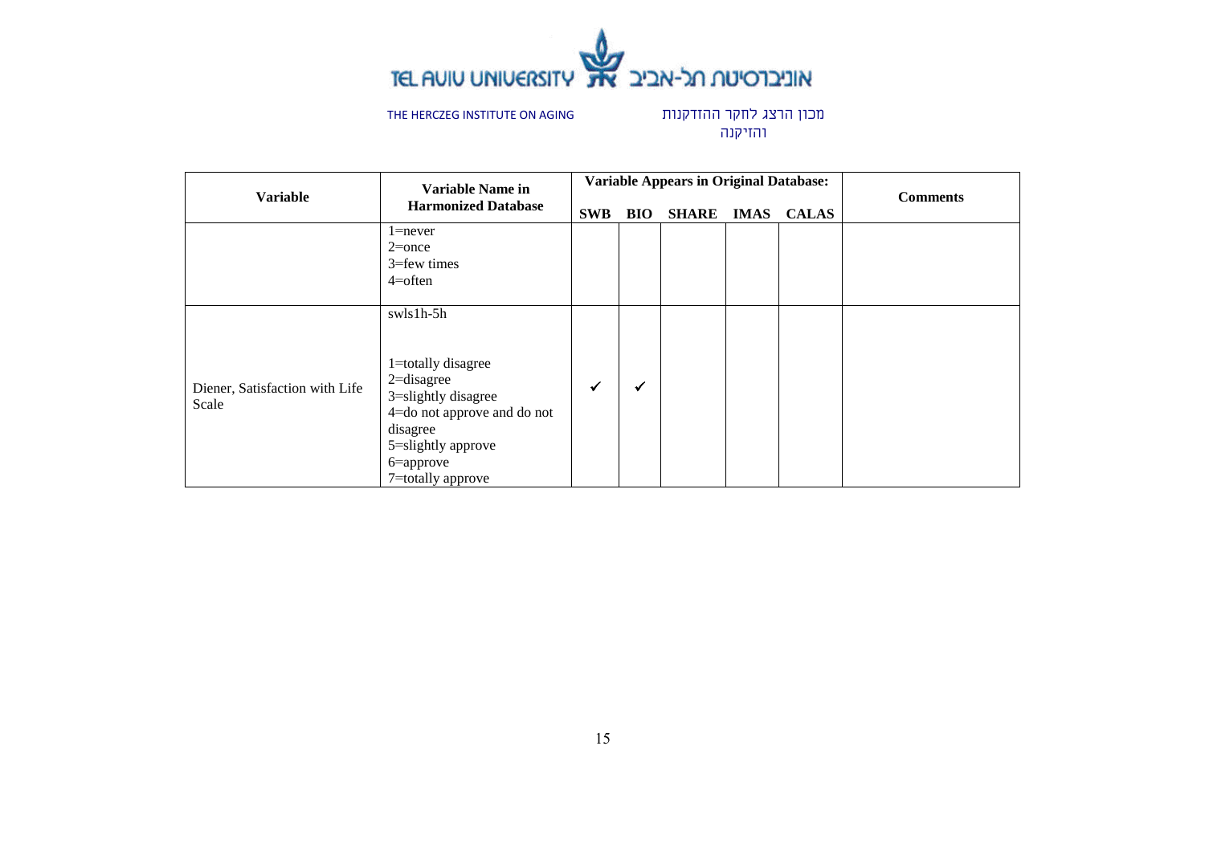| Variable | Variable Name in Harmonized Database | Variable Appears in Original Database: | | | | | Comments |
|---|---|---|---|---|---|---|---|
| | | SWB | BIO | SHARE | IMAS | CALAS | |
| | 1=never<br>2=once<br>3=few times<br>4=often | | | | | | |
| Diener, Satisfaction with Life Scale | swls1h-5h<br><br>1=totally disagree<br>2=disagree<br>3=slightly disagree<br>4=do not approve and do not disagree<br>5=slightly approve<br>6=approve<br>7=totally approve | ✓ | ✓ | | | | |